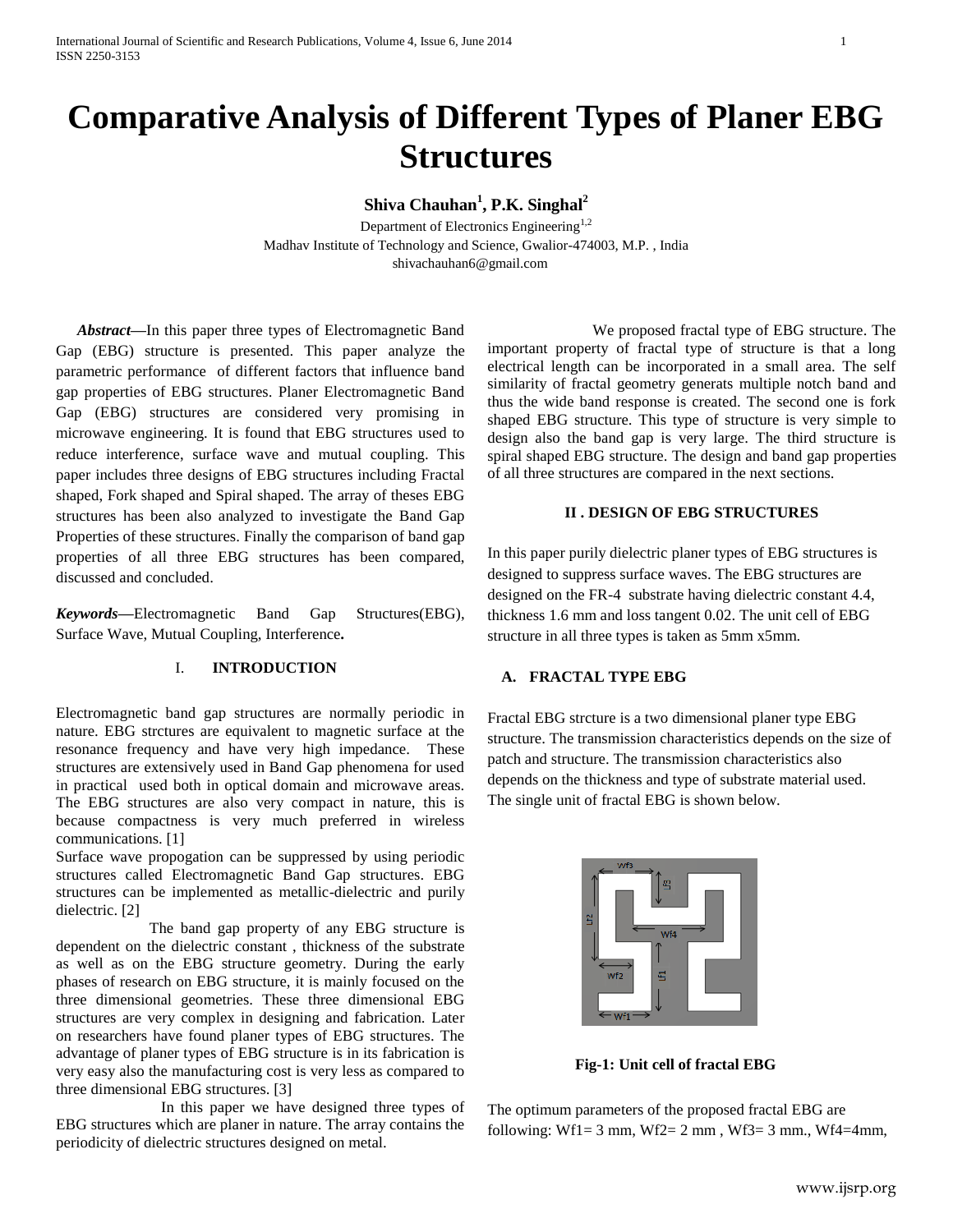# Comparative Analysis of Different Types of Planer EBG Structures

**Shiva Chauhan[1], P.K. Singhal[2]**

Department of Electronics Engineering[1,2]
Madhav Institute of Technology and Science, Gwalior-474003, M.P. , India
shivachauhan6@gmail.com

***Abstract*****—**In this paper three types of Electromagnetic Band Gap (EBG) structure is presented. This paper analyze the parametric performance of different factors that influence band gap properties of EBG structures. Planer Electromagnetic Band Gap (EBG) structures are considered very promising in microwave engineering. It is found that EBG structures used to reduce interference, surface wave and mutual coupling. This paper includes three designs of EBG structures including Fractal shaped, Fork shaped and Spiral shaped. The array of theses EBG structures has been also analyzed to investigate the Band Gap Properties of these structures. Finally the comparison of band gap properties of all three EBG structures has been compared, discussed and concluded.

***Keywords*****—**Electromagnetic Band Gap Structures(EBG), Surface Wave, Mutual Coupling, Interference**.**

## I. INTRODUCTION

Electromagnetic band gap structures are normally periodic in nature. EBG strctures are equivalent to magnetic surface at the resonance frequency and have very high impedance. These structures are extensively used in Band Gap phenomena for used in practical used both in optical domain and microwave areas. The EBG structures are also very compact in nature, this is because compactness is very much preferred in wireless communications. [1]

Surface wave propogation can be suppressed by using periodic structures called Electromagnetic Band Gap structures. EBG structures can be implemented as metallic-dielectric and purily dielectric. [2]

The band gap property of any EBG structure is dependent on the dielectric constant , thickness of the substrate as well as on the EBG structure geometry. During the early phases of research on EBG structure, it is mainly focused on the three dimensional geometries. These three dimensional EBG structures are very complex in designing and fabrication. Later on researchers have found planer types of EBG structures. The advantage of planer types of EBG structure is in its fabrication is very easy also the manufacturing cost is very less as compared to three dimensional EBG structures. [3]

In this paper we have designed three types of EBG structures which are planer in nature. The array contains the periodicity of dielectric structures designed on metal.

We proposed fractal type of EBG structure. The important property of fractal type of structure is that a long electrical length can be incorporated in a small area. The self similarity of fractal geometry generats multiple notch band and thus the wide band response is created. The second one is fork shaped EBG structure. This type of structure is very simple to design also the band gap is very large. The third structure is spiral shaped EBG structure. The design and band gap properties of all three structures are compared in the next sections.

## II . DESIGN OF EBG STRUCTURES

In this paper purily dielectric planer types of EBG structures is designed to suppress surface waves. The EBG structures are designed on the FR-4 substrate having dielectric constant 4.4, thickness 1.6 mm and loss tangent 0.02. The unit cell of EBG structure in all three types is taken as 5mm x5mm.

### A. FRACTAL TYPE EBG

Fractal EBG strcture is a two dimensional planer type EBG structure. The transmission characteristics depends on the size of patch and structure. The transmission characteristics also depends on the thickness and type of substrate material used. The single unit of fractal EBG is shown below.

**Fig-1: Unit cell of fractal EBG**

The optimum parameters of the proposed fractal EBG are following: Wf1= 3 mm, Wf2= 2 mm , Wf3= 3 mm., Wf4=4mm,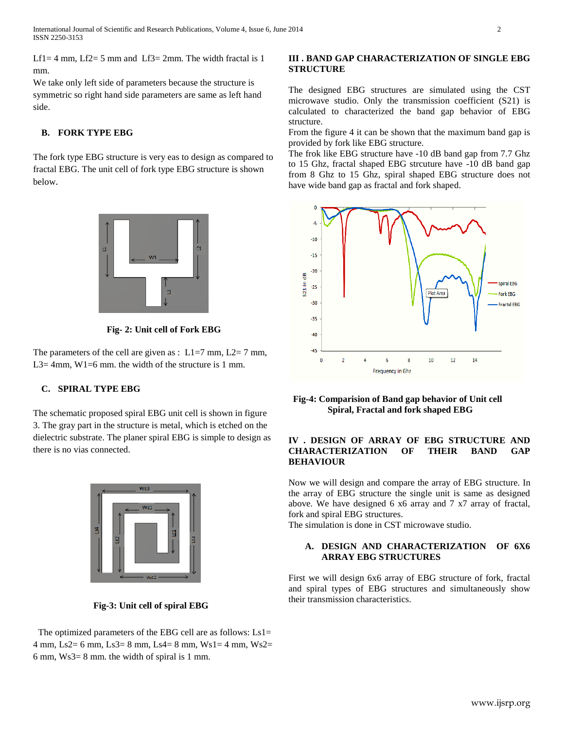Lf1= 4 mm, Lf2= 5 mm and Lf3= 2mm. The width fractal is 1 mm.

We take only left side of parameters because the structure is symmetric so right hand side parameters are same as left hand side.

## B. FORK TYPE EBG

The fork type EBG structure is very eas to design as compared to fractal EBG. The unit cell of fork type EBG structure is shown below.

**Fig- 2: Unit cell of Fork EBG**

The parameters of the cell are given as : L1=7 mm, L2= 7 mm, L3= 4mm, W1=6 mm. the width of the structure is 1 mm.

## C. SPIRAL TYPE EBG

The schematic proposed spiral EBG unit cell is shown in figure 3. The gray part in the structure is metal, which is etched on the dielectric substrate. The planer spiral EBG is simple to design as there is no vias connected.

**Fig-3: Unit cell of spiral EBG**

The optimized parameters of the EBG cell are as follows: Ls1= 4 mm, Ls2= 6 mm, Ls3= 8 mm, Ls4= 8 mm, Ws1= 4 mm, Ws2= 6 mm, Ws3= 8 mm. the width of spiral is 1 mm.

# III . BAND GAP CHARACTERIZATION OF SINGLE EBG STRUCTURE

The designed EBG structures are simulated using the CST microwave studio. Only the transmission coefficient (S21) is calculated to characterized the band gap behavior of EBG structure.

From the figure 4 it can be shown that the maximum band gap is provided by fork like EBG structure.

The frok like EBG structure have -10 dB band gap from 7.7 Ghz to 15 Ghz, fractal shaped EBG strcuture have -10 dB band gap from 8 Ghz to 15 Ghz, spiral shaped EBG structure does not have wide band gap as fractal and fork shaped.

**Fig-4: Comparision of Band gap behavior of Unit cell Spiral, Fractal and fork shaped EBG**

# IV . DESIGN OF ARRAY OF EBG STRUCTURE AND CHARACTERIZATION OF THEIR BAND GAP BEHAVIOUR

Now we will design and compare the array of EBG structure. In the array of EBG structure the single unit is same as designed above. We have designed 6 x6 array and 7 x7 array of fractal, fork and spiral EBG structures.

The simulation is done in CST microwave studio.

## A. DESIGN AND CHARACTERIZATION OF 6X6 ARRAY EBG STRUCTURES

First we will design 6x6 array of EBG structure of fork, fractal and spiral types of EBG structures and simultaneously show their transmission characteristics.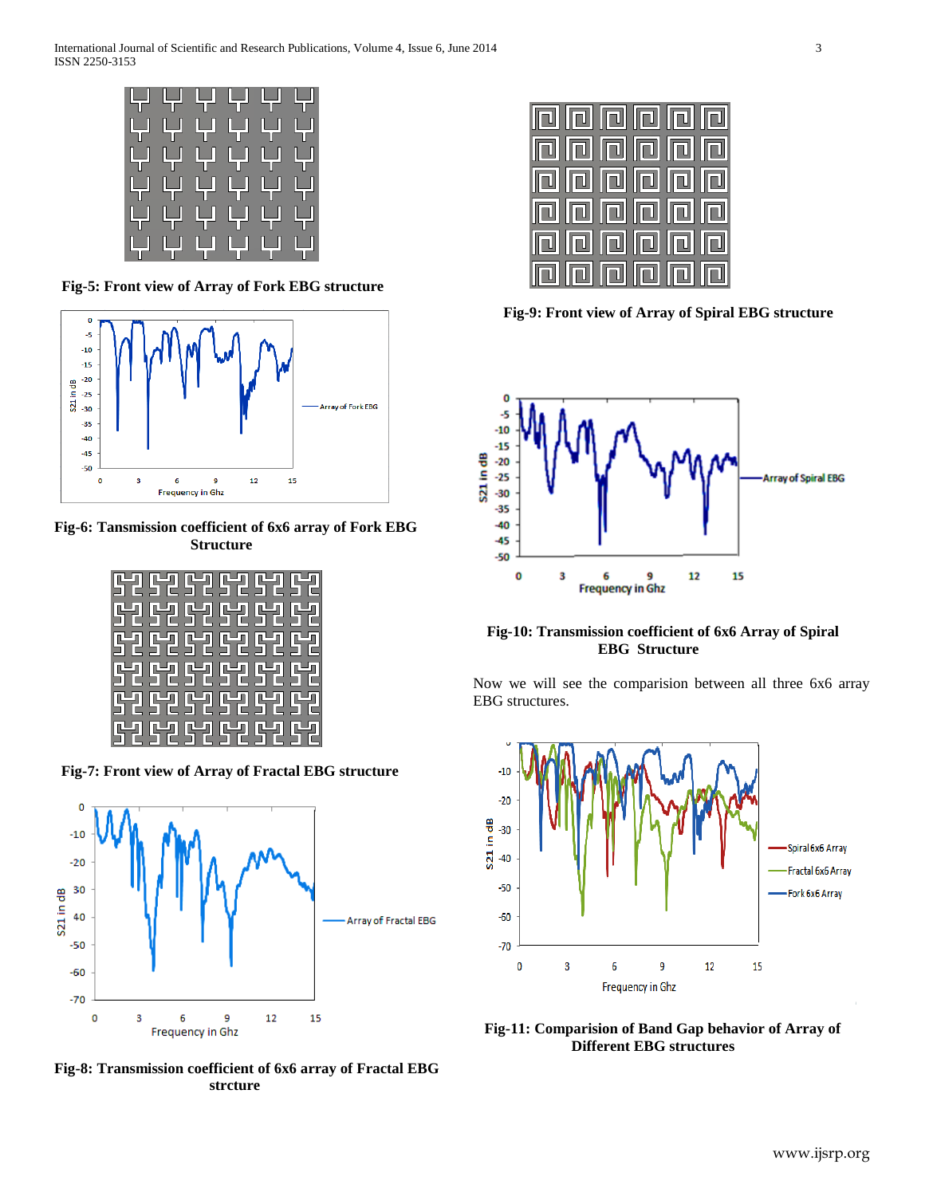Fig-5: Front view of Array of Fork EBG structure

Fig-6: Tansmission coefficient of 6x6 array of Fork EBG Structure

Fig-7: Front view of Array of Fractal EBG structure

Fig-8: Transmission coefficient of 6x6 array of Fractal EBG strcture

Fig-9: Front view of Array of Spiral EBG structure

Fig-10: Transmission coefficient of 6x6 Array of Spiral EBG Structure

Now we will see the comparision between all three 6x6 array EBG structures.

Fig-11: Comparision of Band Gap behavior of Array of Different EBG structures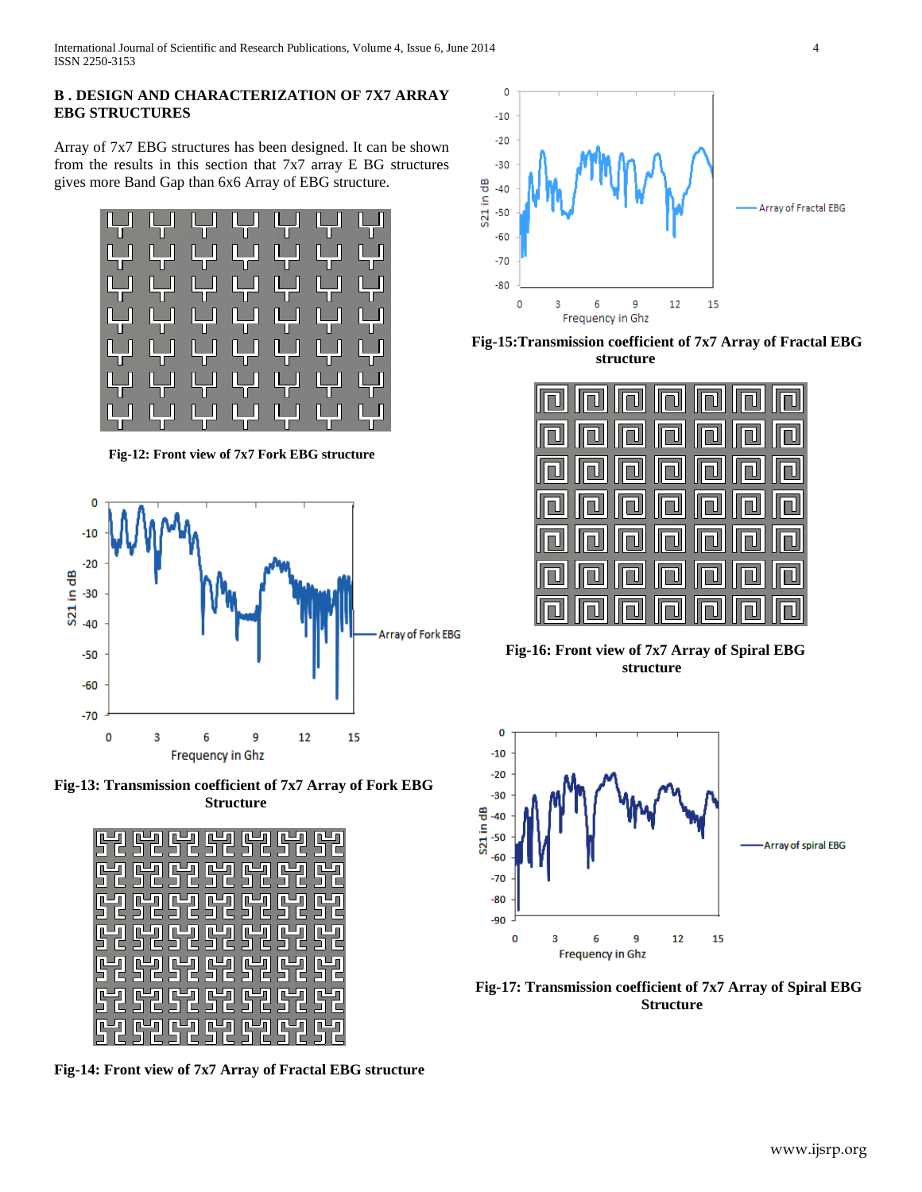### B . DESIGN AND CHARACTERIZATION OF 7X7 ARRAY EBG STRUCTURES

Array of 7x7 EBG structures has been designed. It can be shown from the results in this section that 7x7 array E BG structures gives more Band Gap than 6x6 Array of EBG structure.

**Fig-12: Front view of 7x7 Fork EBG structure**

**Fig-13: Transmission coefficient of 7x7 Array of Fork EBG Structure**

**Fig-14: Front view of 7x7 Array of Fractal EBG structure**

**Fig-15:Transmission coefficient of 7x7 Array of Fractal EBG structure**

**Fig-16: Front view of 7x7 Array of Spiral EBG structure**

**Fig-17: Transmission coefficient of 7x7 Array of Spiral EBG Structure**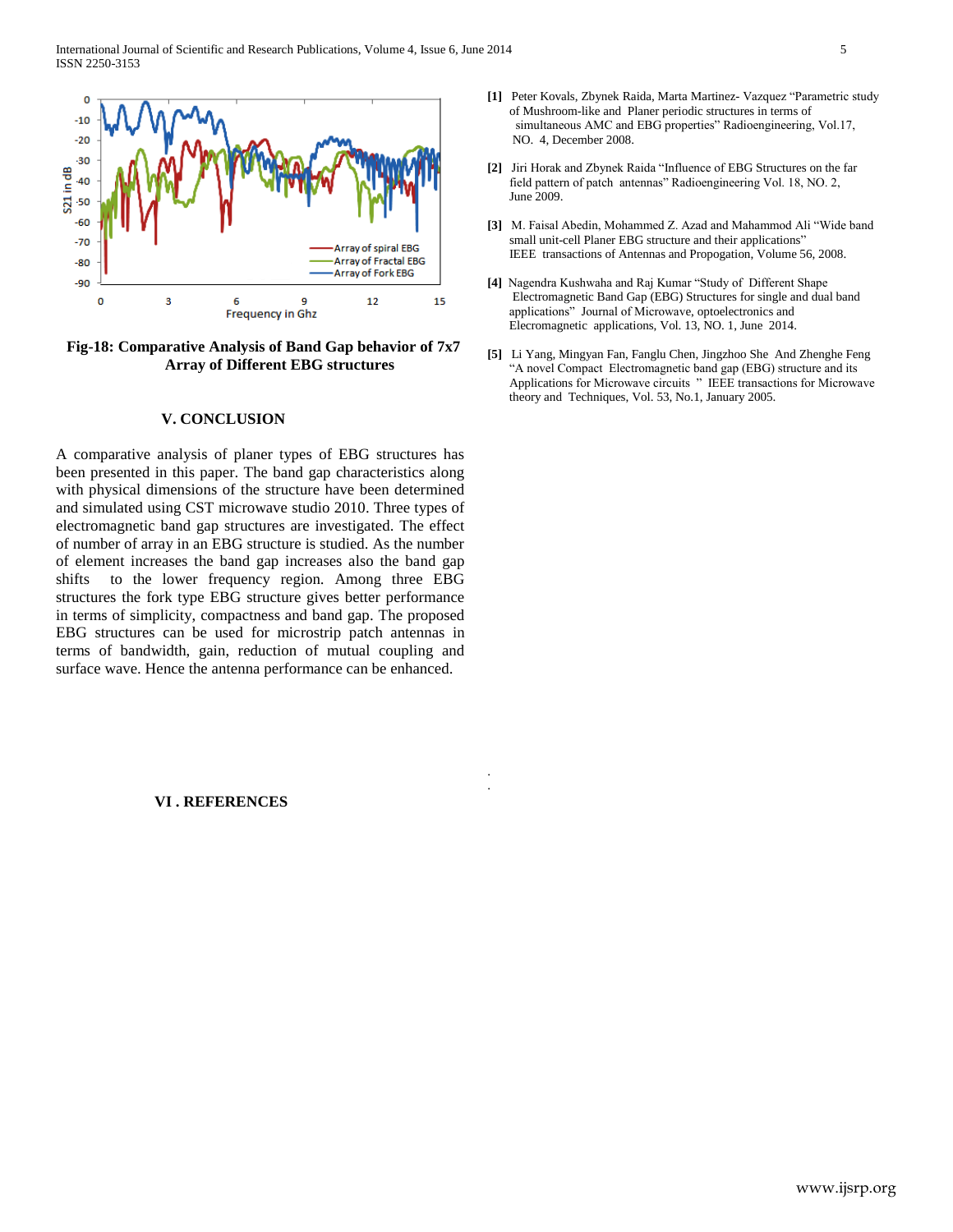0
-10
-20
-30
-40
-50
-60
-70
-80
-90

S21 in dB

0 3 6 9 12 15

Frequency in Ghz

Array of spiral EBG
Array of Fractal EBG
Array of Fork EBG

**Fig-18: Comparative Analysis of Band Gap behavior of 7x7 Array of Different EBG structures**

## V. CONCLUSION

A comparative analysis of planer types of EBG structures has been presented in this paper. The band gap characteristics along with physical dimensions of the structure have been determined and simulated using CST microwave studio 2010. Three types of electromagnetic band gap structures are investigated. The effect of number of array in an EBG structure is studied. As the number of element increases the band gap increases also the band gap shifts to the lower frequency region. Among three EBG structures the fork type EBG structure gives better performance in terms of simplicity, compactness and band gap. The proposed EBG structures can be used for microstrip patch antennas in terms of bandwidth, gain, reduction of mutual coupling and surface wave. Hence the antenna performance can be enhanced.

## VI . REFERENCES

**[1]** Peter Kovals, Zbynek Raida, Marta Martinez- Vazquez "Parametric study of Mushroom-like and Planer periodic structures in terms of simultaneous AMC and EBG properties" Radioengineering, Vol.17, NO. 4, December 2008.

**[2]** Jiri Horak and Zbynek Raida "Influence of EBG Structures on the far field pattern of patch antennas" Radioengineering Vol. 18, NO. 2, June 2009.

**[3]** M. Faisal Abedin, Mohammed Z. Azad and Mahammod Ali "Wide band small unit-cell Planer EBG structure and their applications" IEEE transactions of Antennas and Propogation, Volume 56, 2008.

**[4]** Nagendra Kushwaha and Raj Kumar "Study of Different Shape Electromagnetic Band Gap (EBG) Structures for single and dual band applications" Journal of Microwave, optoelectronics and Elecromagnetic applications, Vol. 13, NO. 1, June 2014.

**[5]** Li Yang, Mingyan Fan, Fanglu Chen, Jingzhoo She And Zhenghe Feng "A novel Compact Electromagnetic band gap (EBG) structure and its Applications for Microwave circuits " IEEE transactions for Microwave theory and Techniques, Vol. 53, No.1, January 2005.